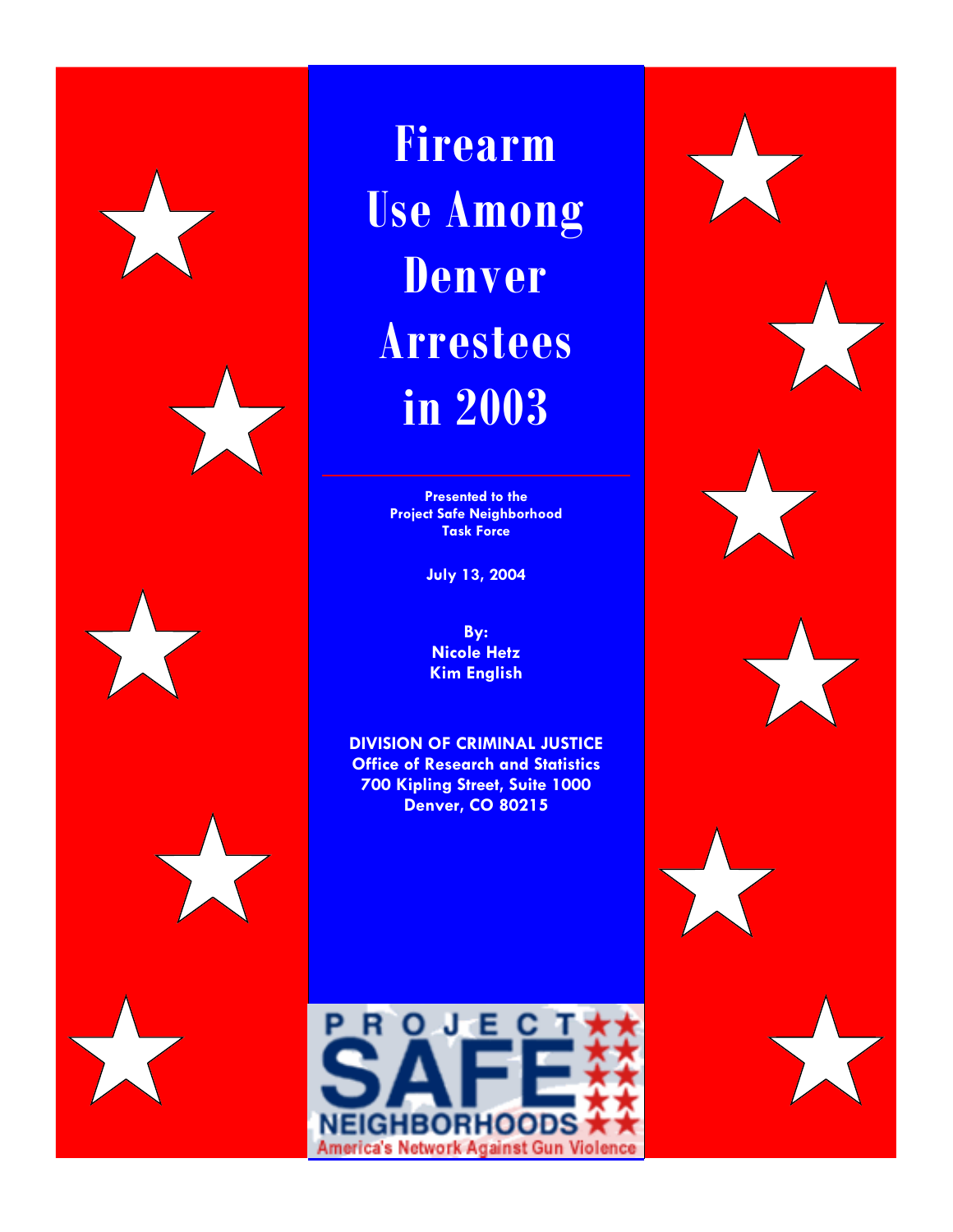# Firearm Use Among Denver Arrestees in 2003

**Presented to the Project Safe Neighborhood Task Force**

**July 13, 2004**

**By:**
**Nicole Hetz**
**Kim English**

**DIVISION OF CRIMINAL JUSTICE**
**Office of Research and Statistics**
**700 Kipling Street, Suite 1000**
**Denver, CO 80215**

PROJECT SAFE NEIGHBORHOODS
America's Network Against Gun Violence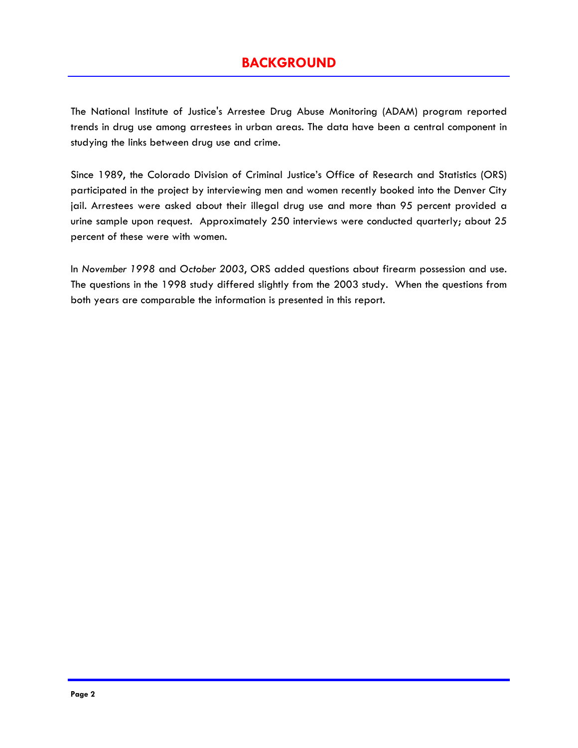# BACKGROUND

The National Institute of Justice's Arrestee Drug Abuse Monitoring (ADAM) program reported trends in drug use among arrestees in urban areas. The data have been a central component in studying the links between drug use and crime.

Since 1989, the Colorado Division of Criminal Justice's Office of Research and Statistics (ORS) participated in the project by interviewing men and women recently booked into the Denver City jail. Arrestees were asked about their illegal drug use and more than 95 percent provided a urine sample upon request. Approximately 250 interviews were conducted quarterly; about 25 percent of these were with women.

In *November 1998* and *October 2003*, ORS added questions about firearm possession and use. The questions in the 1998 study differed slightly from the 2003 study. When the questions from both years are comparable the information is presented in this report.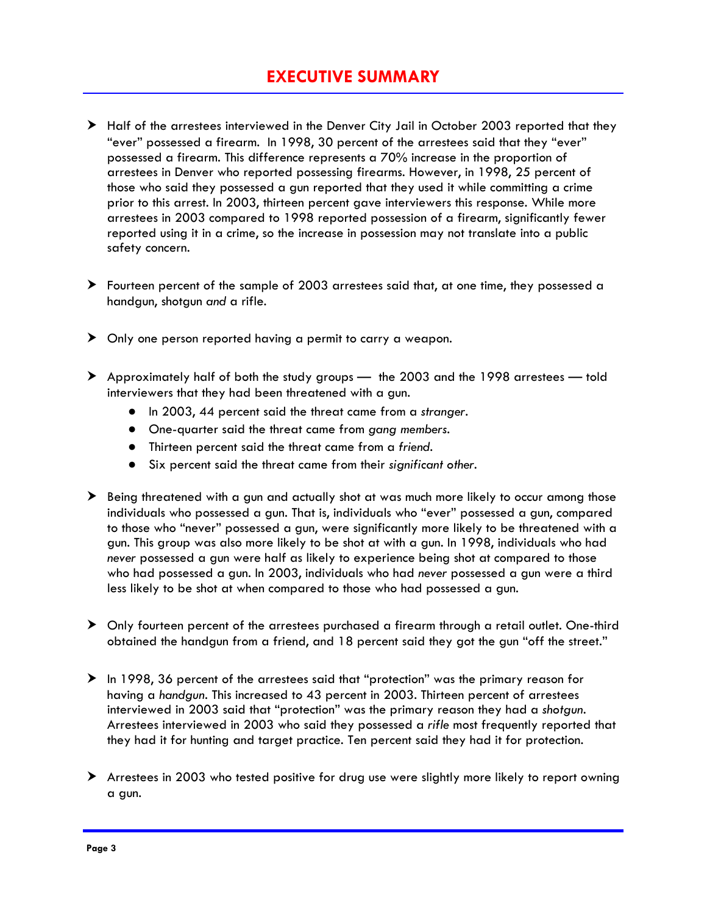# EXECUTIVE SUMMARY

- Half of the arrestees interviewed in the Denver City Jail in October 2003 reported that they "ever" possessed a firearm. In 1998, 30 percent of the arrestees said that they "ever" possessed a firearm. This difference represents a 70% increase in the proportion of arrestees in Denver who reported possessing firearms. However, in 1998, 25 percent of those who said they possessed a gun reported that they used it while committing a crime prior to this arrest. In 2003, thirteen percent gave interviewers this response. While more arrestees in 2003 compared to 1998 reported possession of a firearm, significantly fewer reported using it in a crime, so the increase in possession may not translate into a public safety concern.

- Fourteen percent of the sample of 2003 arrestees said that, at one time, they possessed a handgun, shotgun *and* a rifle.

- Only one person reported having a permit to carry a weapon.

- Approximately half of both the study groups — the 2003 and the 1998 arrestees — told interviewers that they had been threatened with a gun.
  - In 2003, 44 percent said the threat came from a *stranger*.
  - One-quarter said the threat came from *gang members*.
  - Thirteen percent said the threat came from a *friend*.
  - Six percent said the threat came from their *significant other*.

- Being threatened with a gun and actually shot at was much more likely to occur among those individuals who possessed a gun. That is, individuals who "ever" possessed a gun, compared to those who "never" possessed a gun, were significantly more likely to be threatened with a gun. This group was also more likely to be shot at with a gun. In 1998, individuals who had *never* possessed a gun were half as likely to experience being shot at compared to those who had possessed a gun. In 2003, individuals who had *never* possessed a gun were a third less likely to be shot at when compared to those who had possessed a gun.

- Only fourteen percent of the arrestees purchased a firearm through a retail outlet. One-third obtained the handgun from a friend, and 18 percent said they got the gun "off the street."

- In 1998, 36 percent of the arrestees said that "protection" was the primary reason for having a *handgun*. This increased to 43 percent in 2003. Thirteen percent of arrestees interviewed in 2003 said that "protection" was the primary reason they had a *shotgun*. Arrestees interviewed in 2003 who said they possessed a *rifle* most frequently reported that they had it for hunting and target practice. Ten percent said they had it for protection.

- Arrestees in 2003 who tested positive for drug use were slightly more likely to report owning a gun.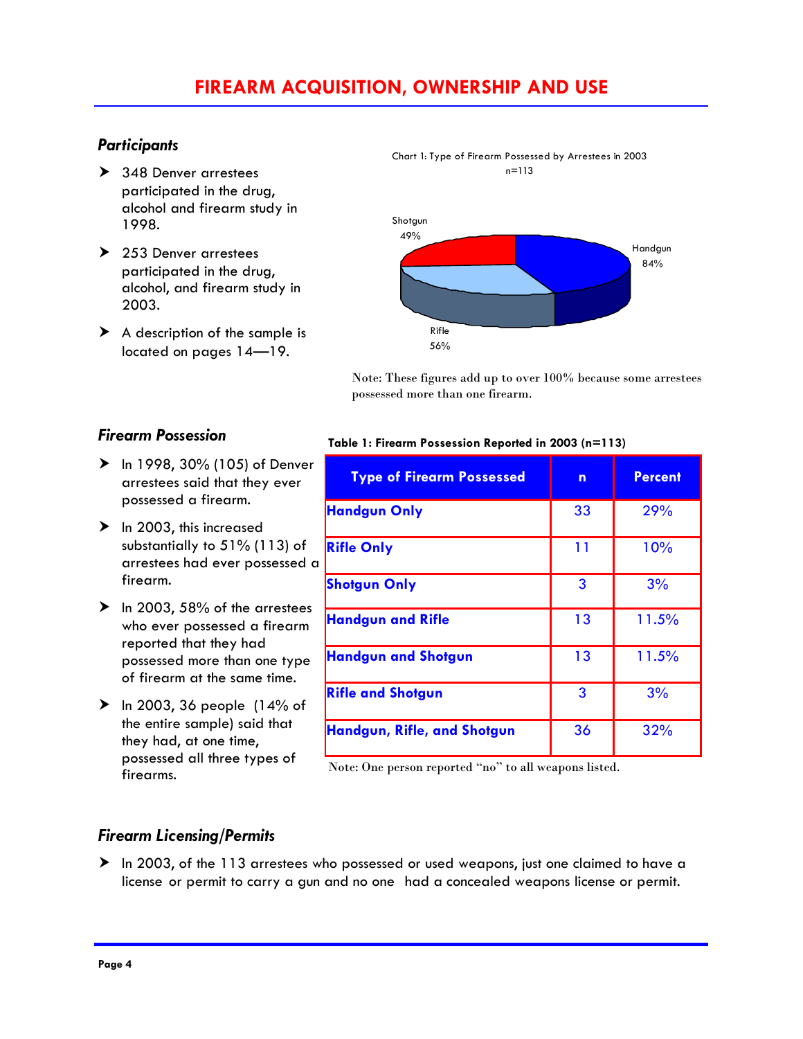# FIREARM ACQUISITION, OWNERSHIP AND USE

## *Participants*

- 348 Denver arrestees participated in the drug, alcohol and firearm study in 1998.
- 253 Denver arrestees participated in the drug, alcohol, and firearm study in 2003.
- A description of the sample is located on pages 14—19.

Chart 1: Type of Firearm Possessed by Arrestees in 2003
n=113

Shotgun 49%

Handgun 84%

Rifle 56%

Note: These figures add up to over 100% because some arrestees possessed more than one firearm.

## *Firearm Possession*

- In 1998, 30% (105) of Denver arrestees said that they ever possessed a firearm.
- In 2003, this increased substantially to 51% (113) of arrestees had ever possessed a firearm.
- In 2003, 58% of the arrestees who ever possessed a firearm reported that they had possessed more than one type of firearm at the same time.
- In 2003, 36 people (14% of the entire sample) said that they had, at one time, possessed all three types of firearms.

**Table 1: Firearm Possession Reported in 2003 (n=113)**

| Type of Firearm Possessed | n | Percent |
|---|---|---|
| Handgun Only | 33 | 29% |
| Rifle Only | 11 | 10% |
| Shotgun Only | 3 | 3% |
| Handgun and Rifle | 13 | 11.5% |
| Handgun and Shotgun | 13 | 11.5% |
| Rifle and Shotgun | 3 | 3% |
| Handgun, Rifle, and Shotgun | 36 | 32% |

Note: One person reported "no" to all weapons listed.

## *Firearm Licensing/Permits*

- In 2003, of the 113 arrestees who possessed or used weapons, just one claimed to have a license or permit to carry a gun and no one had a concealed weapons license or permit.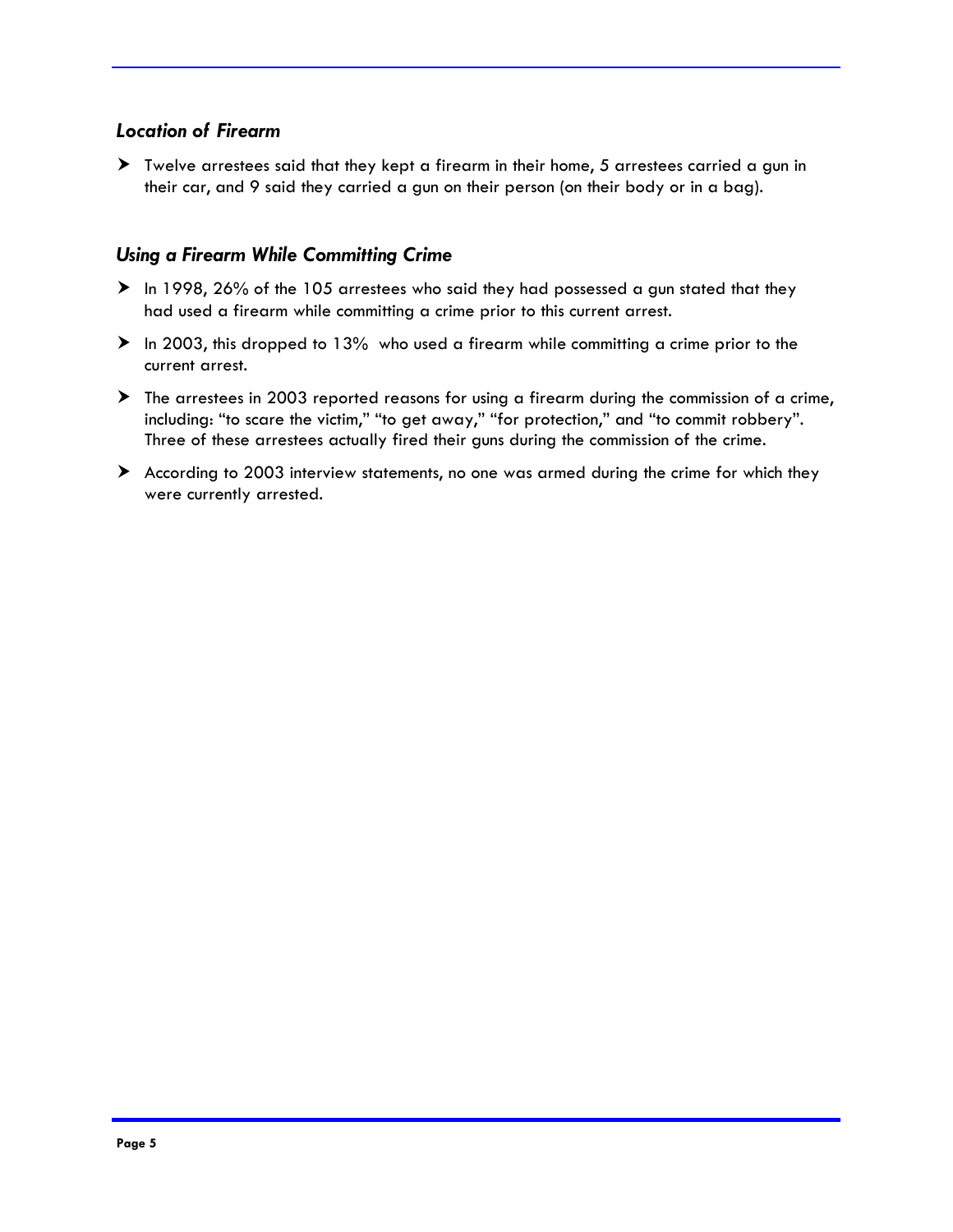### *Location of Firearm*

- Twelve arrestees said that they kept a firearm in their home, 5 arrestees carried a gun in their car, and 9 said they carried a gun on their person (on their body or in a bag).

### *Using a Firearm While Committing Crime*

- In 1998, 26% of the 105 arrestees who said they had possessed a gun stated that they had used a firearm while committing a crime prior to this current arrest.
- In 2003, this dropped to 13% who used a firearm while committing a crime prior to the current arrest.
- The arrestees in 2003 reported reasons for using a firearm during the commission of a crime, including: "to scare the victim," "to get away," "for protection," and "to commit robbery". Three of these arrestees actually fired their guns during the commission of the crime.
- According to 2003 interview statements, no one was armed during the crime for which they were currently arrested.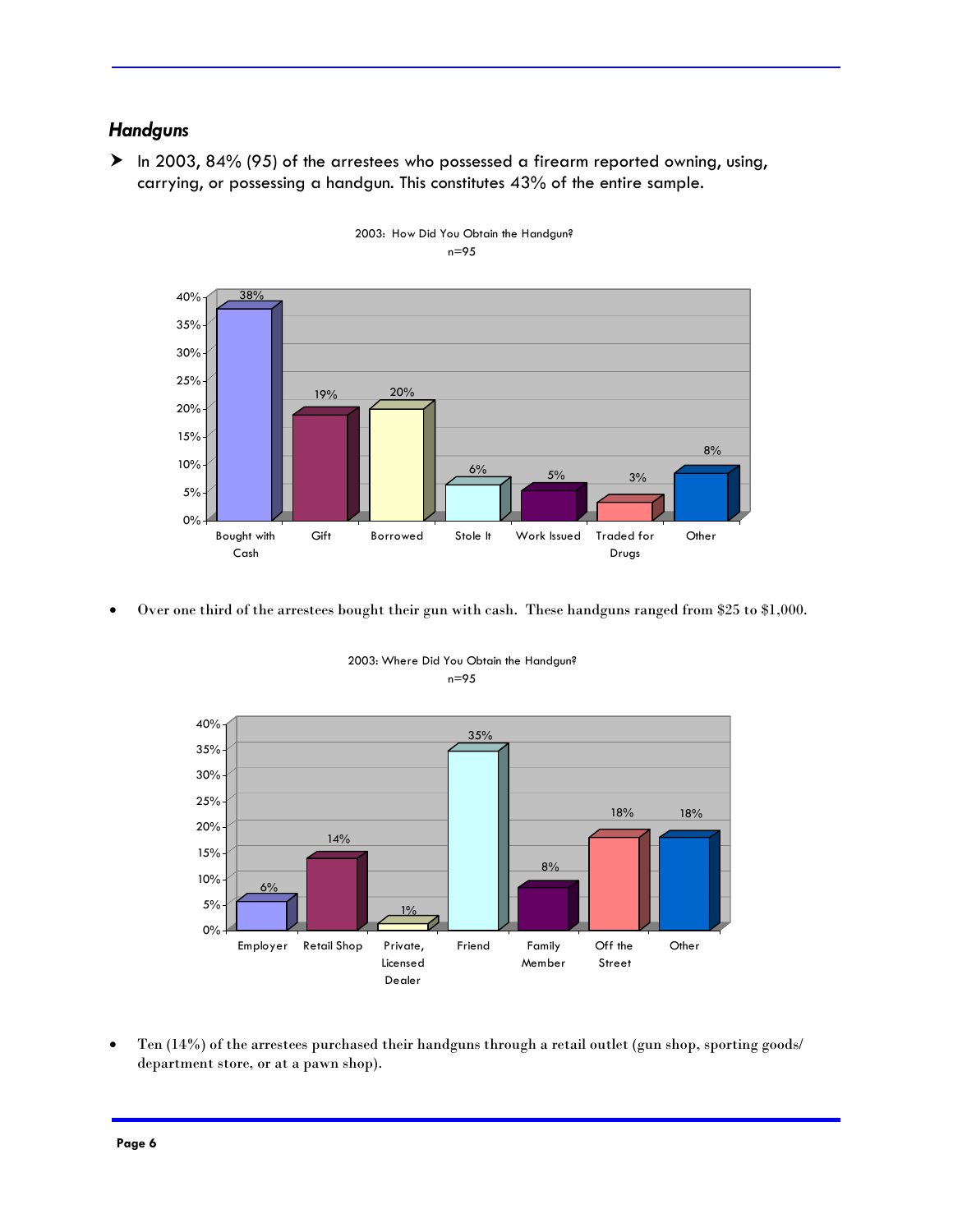### *Handguns*

- In 2003, 84% (95) of the arrestees who possessed a firearm reported owning, using, carrying, or possessing a handgun. This constitutes 43% of the entire sample.

2003: How Did You Obtain the Handgun?
n=95

| Bought with Cash | Gift | Borrowed | Stole It | Work Issued | Traded for Drugs | Other |
|---|---|---|---|---|---|---|
| 38% | 19% | 20% | 6% | 5% | 3% | 8% |

- Over one third of the arrestees bought their gun with cash. These handguns ranged from $25 to $1,000.

2003: Where Did You Obtain the Handgun?
n=95

| Employer | Retail Shop | Private, Licensed Dealer | Friend | Family Member | Off the Street | Other |
|---|---|---|---|---|---|---|
| 6% | 14% | 1% | 35% | 8% | 18% | 18% |

- Ten (14%) of the arrestees purchased their handguns through a retail outlet (gun shop, sporting goods/ department store, or at a pawn shop).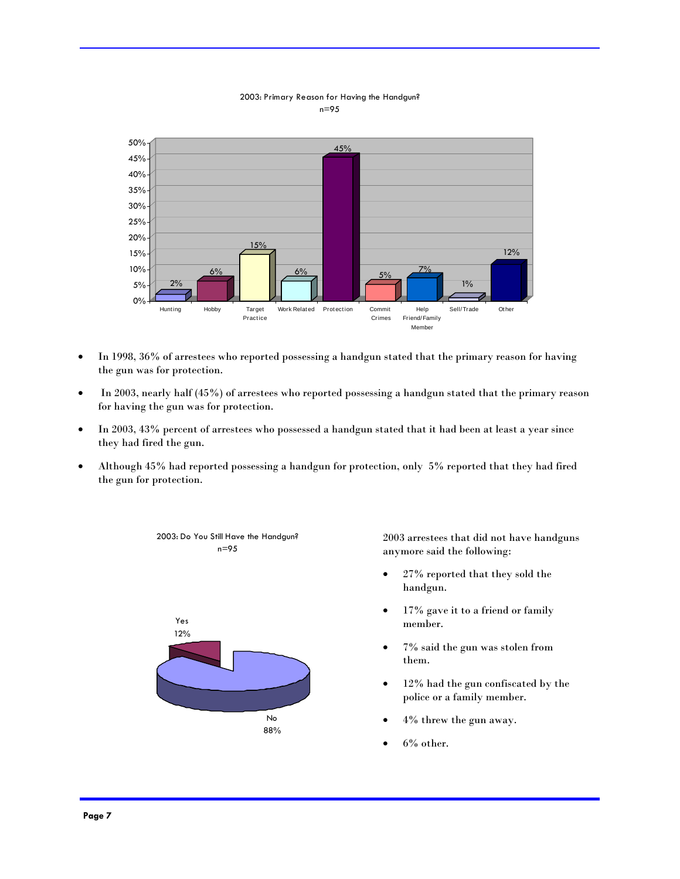2003: Primary Reason for Having the Handgun?
n=95

| Reason | Percent |
|---|---|
| Hunting | 2% |
| Hobby | 6% |
| Target Practice | 15% |
| Work Related | 6% |
| Protection | 45% |
| Commit Crimes | 5% |
| Help Friend/Family Member | 7% |
| Sell/Trade | 1% |
| Other | 12% |

- In 1998, 36% of arrestees who reported possessing a handgun stated that the primary reason for having the gun was for protection.
- In 2003, nearly half (45%) of arrestees who reported possessing a handgun stated that the primary reason for having the gun was for protection.
- In 2003, 43% percent of arrestees who possessed a handgun stated that it had been at least a year since they had fired the gun.
- Although 45% had reported possessing a handgun for protection, only 5% reported that they had fired the gun for protection.

2003: Do You Still Have the Handgun?
n=95

| Response | Percent |
|---|---|
| Yes | 12% |
| No | 88% |

2003 arrestees that did not have handguns anymore said the following:

- 27% reported that they sold the handgun.
- 17% gave it to a friend or family member.
- 7% said the gun was stolen from them.
- 12% had the gun confiscated by the police or a family member.
- 4% threw the gun away.
- 6% other.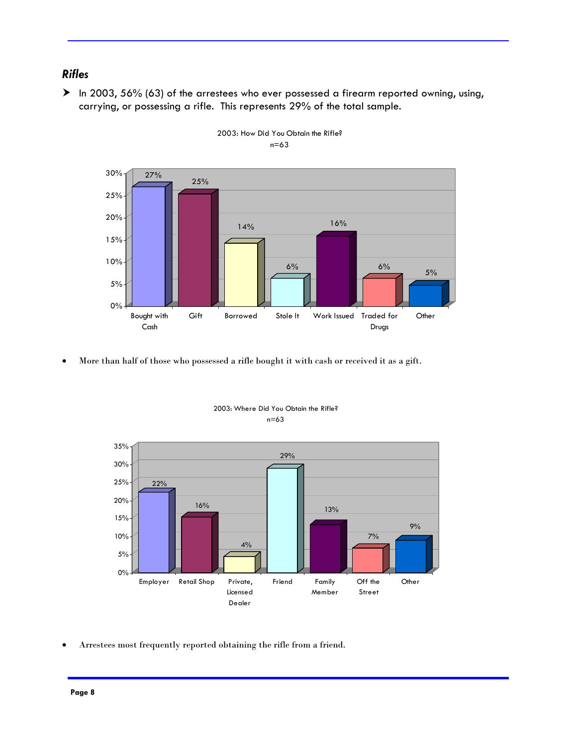### *Rifles*

- In 2003, 56% (63) of the arrestees who ever possessed a firearm reported owning, using, carrying, or possessing a rifle. This represents 29% of the total sample.

2003: How Did You Obtain the Rifle?
n=63

| Bought with Cash | Gift | Borrowed | Stole It | Work Issued | Traded for Drugs | Other |
|---|---|---|---|---|---|---|
| 27% | 25% | 14% | 6% | 16% | 6% | 5% |

- More than half of those who possessed a rifle bought it with cash or received it as a gift.

2003: Where Did You Obtain the Rifle?
n=63

| Employer | Retail Shop | Private, Licensed Dealer | Friend | Family Member | Off the Street | Other |
|---|---|---|---|---|---|---|
| 22% | 16% | 4% | 29% | 13% | 7% | 9% |

- Arrestees most frequently reported obtaining the rifle from a friend.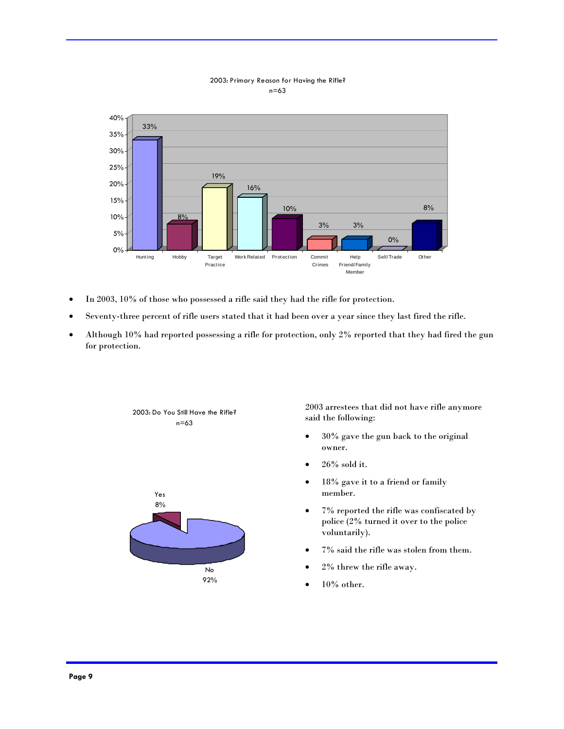2003: Primary Reason for Having the Rifle?
n=63

| Hunting | Hobby | Target Practice | Work Related | Protection | Commit Crimes | Help Friend/Family Member | Sell/Trade | Other |
|---|---|---|---|---|---|---|---|---|
| 33% | 8% | 19% | 16% | 10% | 3% | 3% | 0% | 8% |

- In 2003, 10% of those who possessed a rifle said they had the rifle for protection.
- Seventy-three percent of rifle users stated that it had been over a year since they last fired the rifle.
- Although 10% had reported possessing a rifle for protection, only 2% reported that they had fired the gun for protection.

2003: Do You Still Have the Rifle?
n=63

| Yes | No |
|---|---|
| 8% | 92% |

2003 arrestees that did not have rifle anymore said the following:

- 30% gave the gun back to the original owner.
- 26% sold it.
- 18% gave it to a friend or family member.
- 7% reported the rifle was confiscated by police (2% turned it over to the police voluntarily).
- 7% said the rifle was stolen from them.
- 2% threw the rifle away.
- 10% other.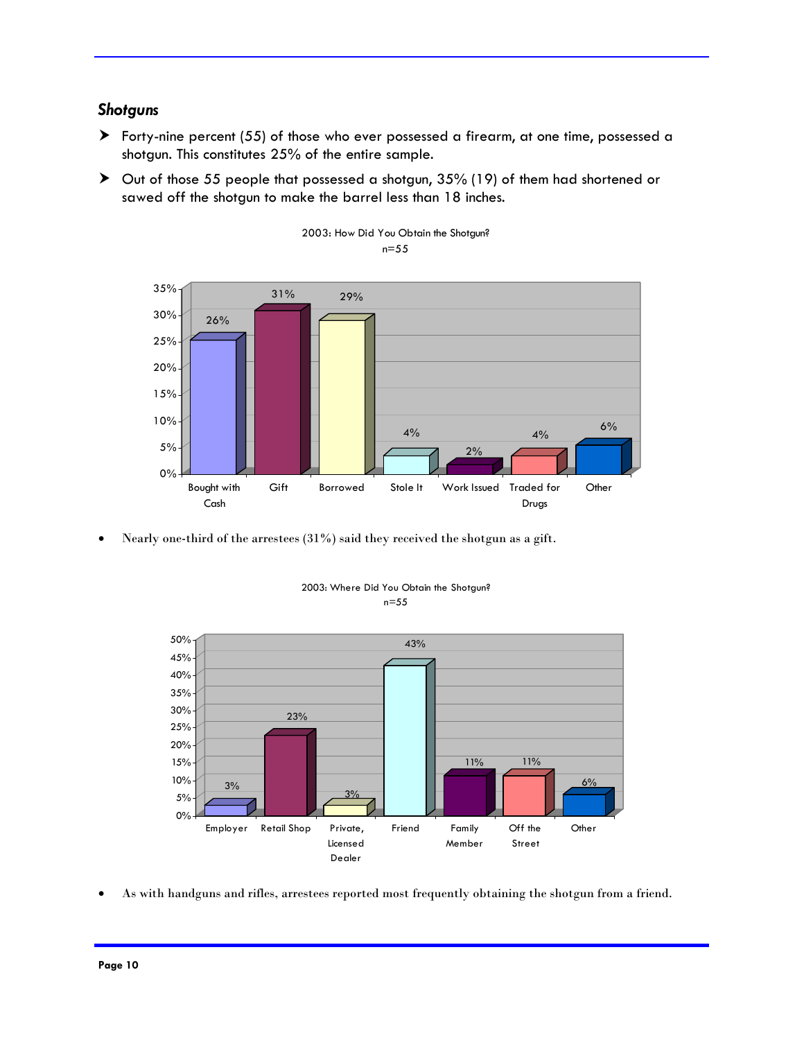### *Shotguns*

- Forty-nine percent (55) of those who ever possessed a firearm, at one time, possessed a shotgun. This constitutes 25% of the entire sample.
- Out of those 55 people that possessed a shotgun, 35% (19) of them had shortened or sawed off the shotgun to make the barrel less than 18 inches.

2003: How Did You Obtain the Shotgun?
n=55

| Bought with Cash | Gift | Borrowed | Stole It | Work Issued | Traded for Drugs | Other |
|---|---|---|---|---|---|---|
| 26% | 31% | 29% | 4% | 2% | 4% | 6% |

- Nearly one-third of the arrestees (31%) said they received the shotgun as a gift.

2003: Where Did You Obtain the Shotgun?
n=55

| Employer | Retail Shop | Private, Licensed Dealer | Friend | Family Member | Off the Street | Other |
|---|---|---|---|---|---|---|
| 3% | 23% | 3% | 43% | 11% | 11% | 6% |

- As with handguns and rifles, arrestees reported most frequently obtaining the shotgun from a friend.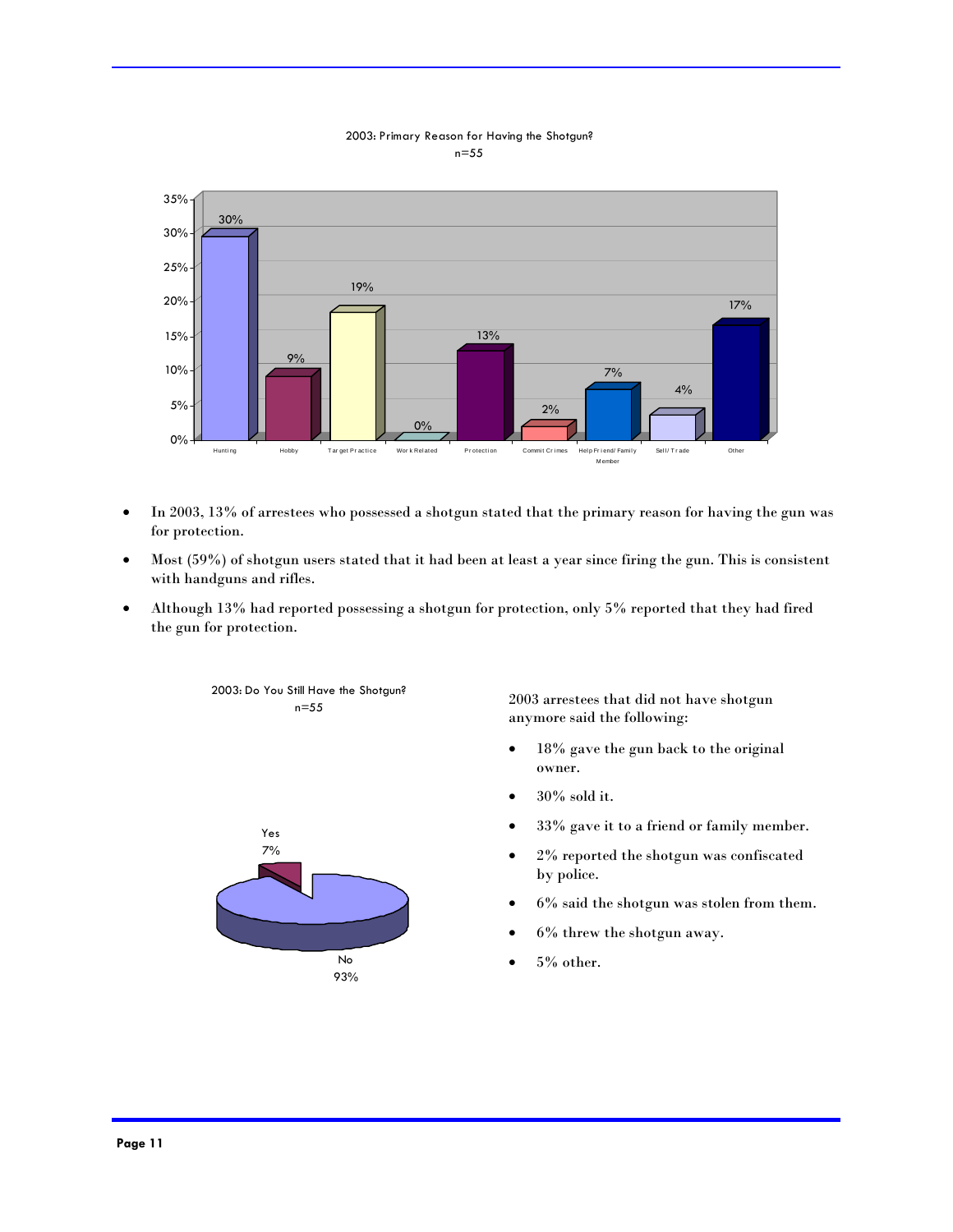2003: Primary Reason for Having the Shotgun?
n=55

| Reason | Percent |
|---|---|
| Hunting | 30% |
| Hobby | 9% |
| Target Practice | 19% |
| Work Related | 0% |
| Protection | 13% |
| Commit Crimes | 2% |
| Help Friend/ Family Member | 7% |
| Sell/ Trade | 4% |
| Other | 17% |

- In 2003, 13% of arrestees who possessed a shotgun stated that the primary reason for having the gun was for protection.
- Most (59%) of shotgun users stated that it had been at least a year since firing the gun. This is consistent with handguns and rifles.
- Although 13% had reported possessing a shotgun for protection, only 5% reported that they had fired the gun for protection.

2003: Do You Still Have the Shotgun?
n=55

| Response | Percent |
|---|---|
| Yes | 7% |
| No | 93% |

2003 arrestees that did not have shotgun anymore said the following:

- 18% gave the gun back to the original owner.
- 30% sold it.
- 33% gave it to a friend or family member.
- 2% reported the shotgun was confiscated by police.
- 6% said the shotgun was stolen from them.
- 6% threw the shotgun away.
- 5% other.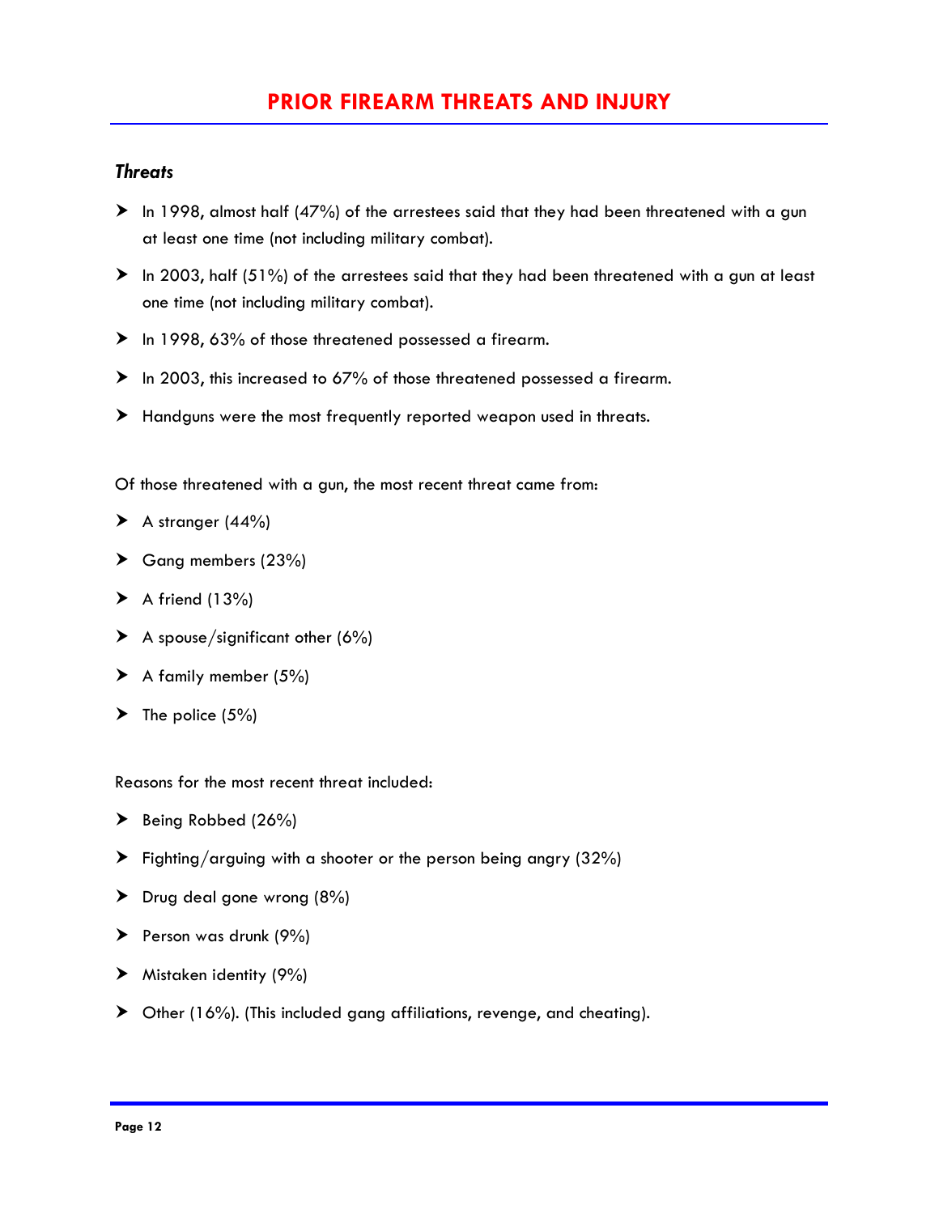# PRIOR FIREARM THREATS AND INJURY

### *Threats*

- In 1998, almost half (47%) of the arrestees said that they had been threatened with a gun at least one time (not including military combat).
- In 2003, half (51%) of the arrestees said that they had been threatened with a gun at least one time (not including military combat).
- In 1998, 63% of those threatened possessed a firearm.
- In 2003, this increased to 67% of those threatened possessed a firearm.
- Handguns were the most frequently reported weapon used in threats.

Of those threatened with a gun, the most recent threat came from:

- A stranger (44%)
- Gang members (23%)
- A friend (13%)
- A spouse/significant other (6%)
- A family member (5%)
- The police (5%)

Reasons for the most recent threat included:

- Being Robbed (26%)
- Fighting/arguing with a shooter or the person being angry (32%)
- Drug deal gone wrong (8%)
- Person was drunk (9%)
- Mistaken identity (9%)
- Other (16%). (This included gang affiliations, revenge, and cheating).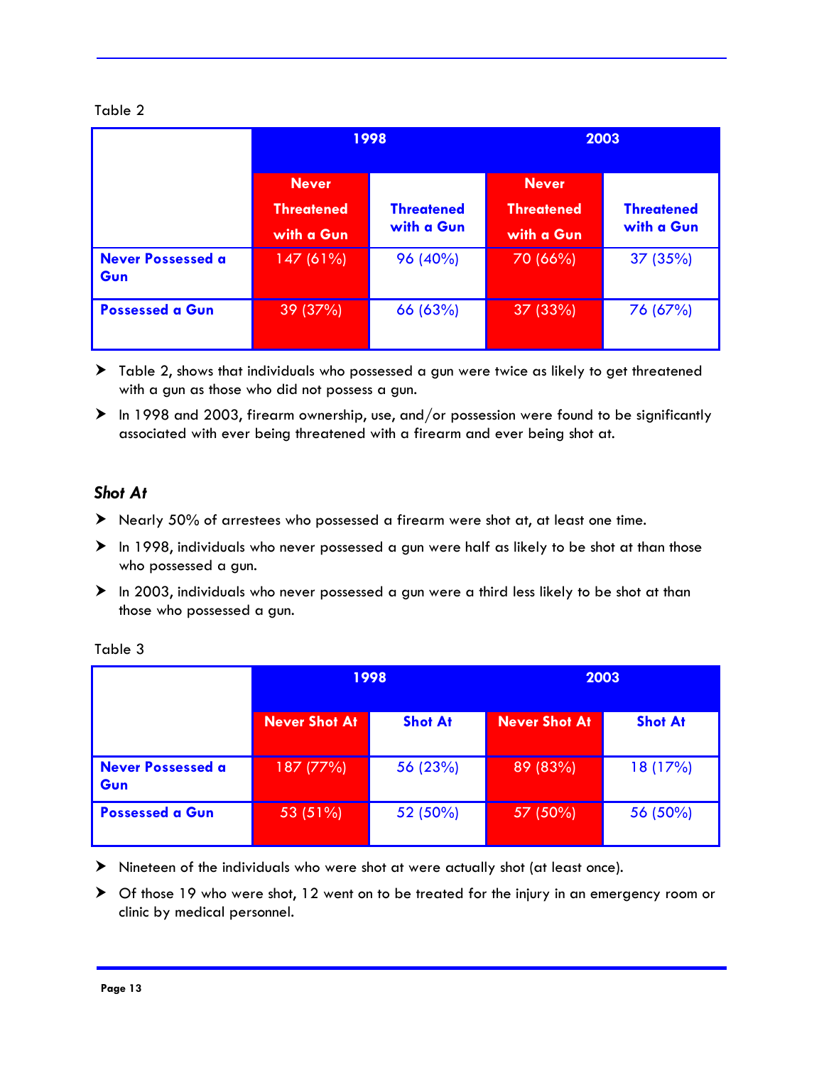Table 2

| | 1998 | | 2003 | |
|---|---|---|---|---|
| | Never Threatened with a Gun | Threatened with a Gun | Never Threatened with a Gun | Threatened with a Gun |
| **Never Possessed a Gun** | 147 (61%) | 96 (40%) | 70 (66%) | 37 (35%) |
| **Possessed a Gun** | 39 (37%) | 66 (63%) | 37 (33%) | 76 (67%) |

- Table 2, shows that individuals who possessed a gun were twice as likely to get threatened with a gun as those who did not possess a gun.
- In 1998 and 2003, firearm ownership, use, and/or possession were found to be significantly associated with ever being threatened with a firearm and ever being shot at.

### *Shot At*

- Nearly 50% of arrestees who possessed a firearm were shot at, at least one time.
- In 1998, individuals who never possessed a gun were half as likely to be shot at than those who possessed a gun.
- In 2003, individuals who never possessed a gun were a third less likely to be shot at than those who possessed a gun.

Table 3

| | 1998 | | 2003 | |
|---|---|---|---|---|
| | Never Shot At | Shot At | Never Shot At | Shot At |
| **Never Possessed a Gun** | 187 (77%) | 56 (23%) | 89 (83%) | 18 (17%) |
| **Possessed a Gun** | 53 (51%) | 52 (50%) | 57 (50%) | 56 (50%) |

- Nineteen of the individuals who were shot at were actually shot (at least once).
- Of those 19 who were shot, 12 went on to be treated for the injury in an emergency room or clinic by medical personnel.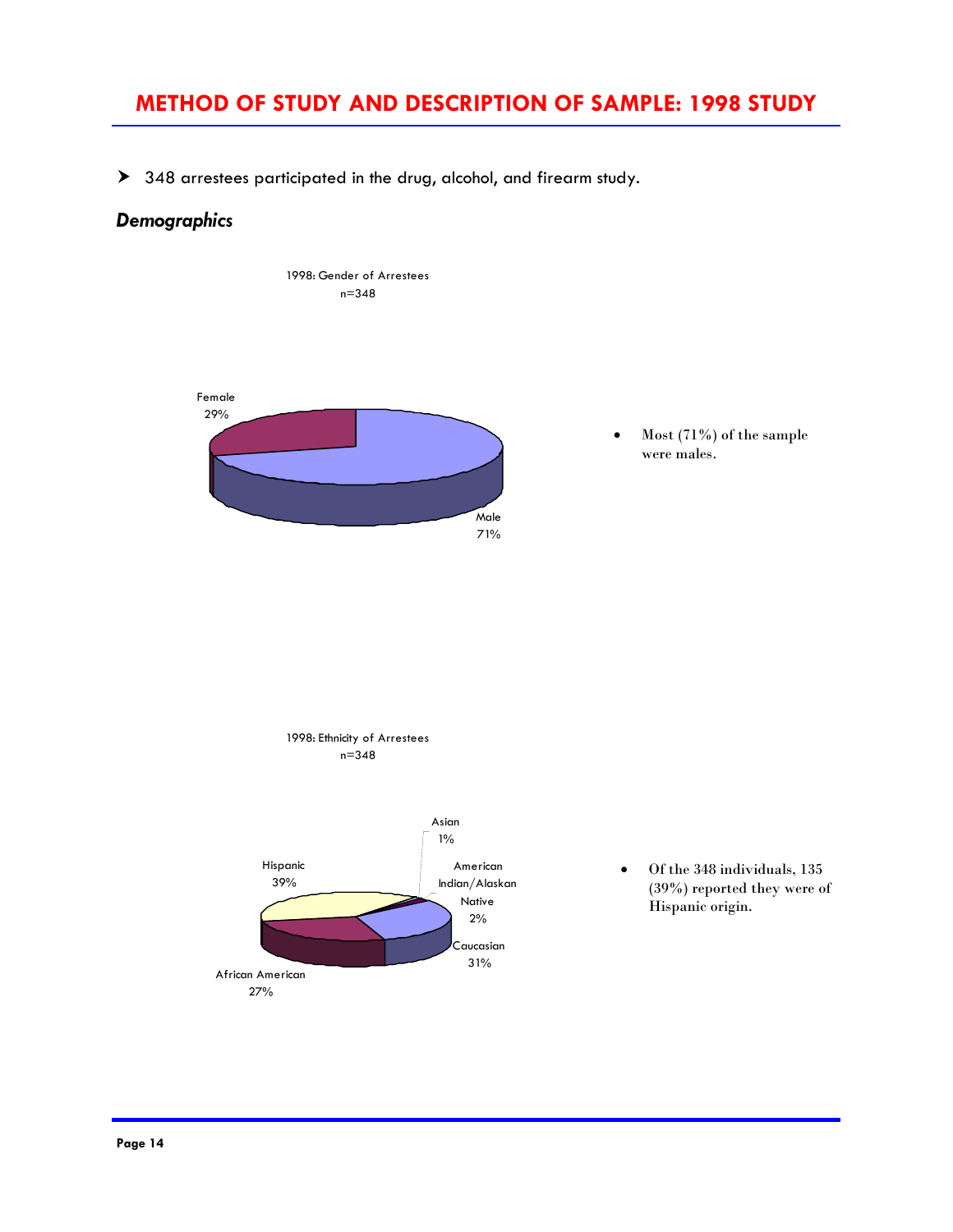# METHOD OF STUDY AND DESCRIPTION OF SAMPLE: 1998 STUDY

➤ 348 arrestees participated in the drug, alcohol, and firearm study.

### *Demographics*

1998: Gender of Arrestees
n=348

Female 29%
Male 71%

- Most (71%) of the sample were males.

1998: Ethnicity of Arrestees
n=348

Asian 1%
American Indian/Alaskan Native 2%
Caucasian 31%
African American 27%
Hispanic 39%

- Of the 348 individuals, 135 (39%) reported they were of Hispanic origin.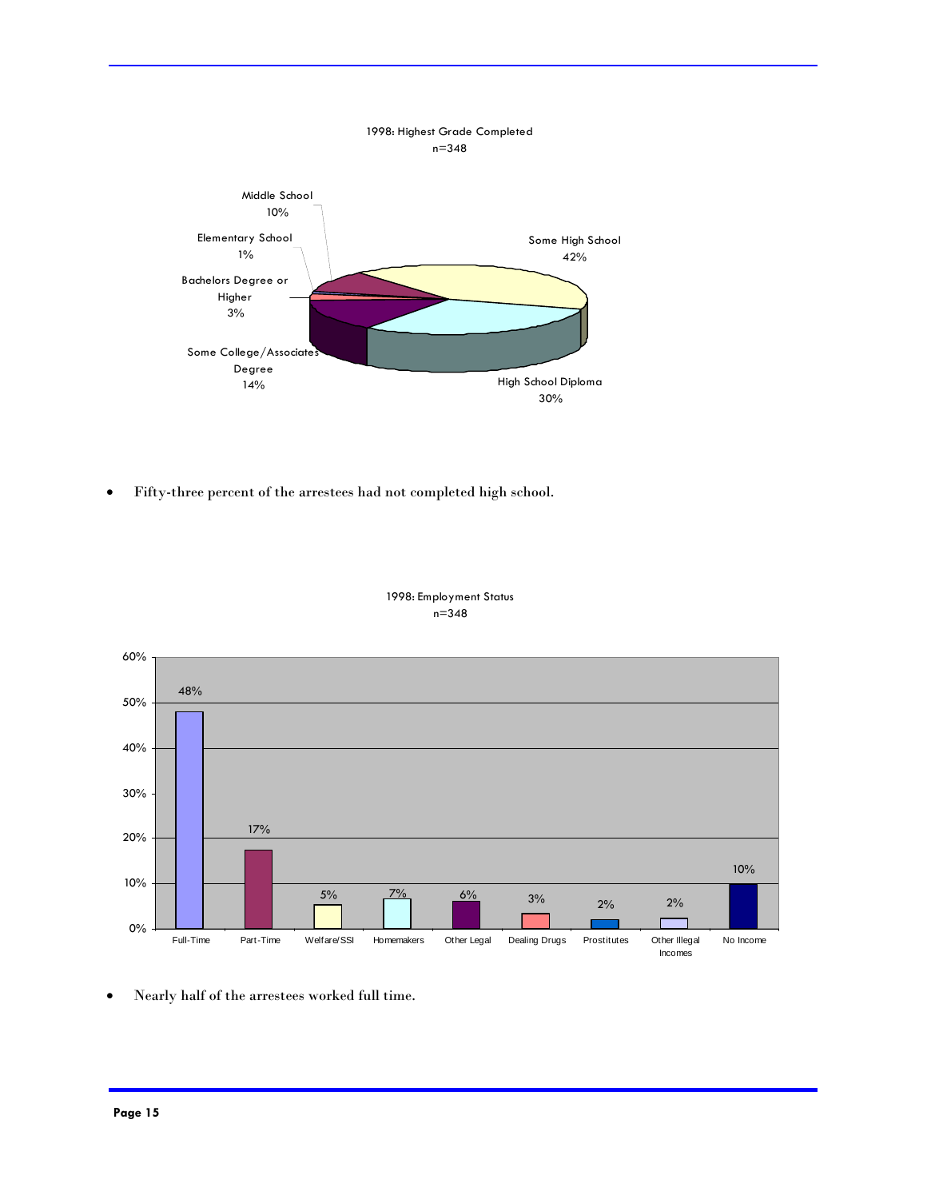1998: Highest Grade Completed
n=348

| Category | Percent |
|---|---|
| Some High School | 42% |
| High School Diploma | 30% |
| Some College/Associates Degree | 14% |
| Bachelors Degree or Higher | 3% |
| Elementary School | 1% |
| Middle School | 10% |

- Fifty-three percent of the arrestees had not completed high school.

1998: Employment Status
n=348

| Category | Percent |
|---|---|
| Full-Time | 48% |
| Part-Time | 17% |
| Welfare/SSI | 5% |
| Homemakers | 7% |
| Other Legal | 6% |
| Dealing Drugs | 3% |
| Prostitutes | 2% |
| Other Illegal Incomes | 2% |
| No Income | 10% |

- Nearly half of the arrestees worked full time.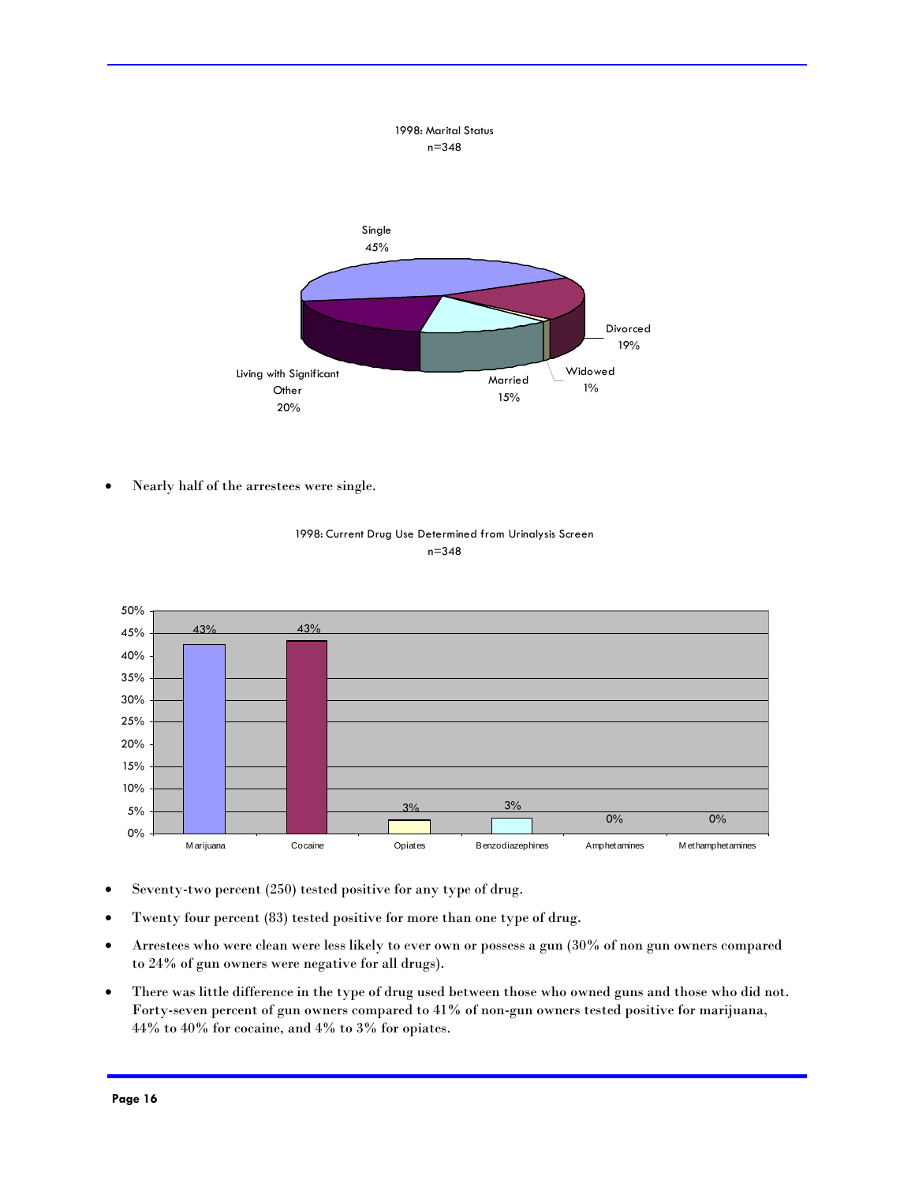1998: Marital Status
n=348

| Marital Status | Percent |
|---|---|
| Single | 45% |
| Divorced | 19% |
| Widowed | 1% |
| Married | 15% |
| Living with Significant Other | 20% |

- Nearly half of the arrestees were single.

1998: Current Drug Use Determined from Urinalysis Screen
n=348

| Drug | Percent |
|---|---|
| Marijuana | 43% |
| Cocaine | 43% |
| Opiates | 3% |
| Benzodiazepines | 3% |
| Amphetamines | 0% |
| Methamphetamines | 0% |

- Seventy-two percent (250) tested positive for any type of drug.
- Twenty four percent (83) tested positive for more than one type of drug.
- Arrestees who were clean were less likely to ever own or possess a gun (30% of non gun owners compared to 24% of gun owners were negative for all drugs).
- There was little difference in the type of drug used between those who owned guns and those who did not. Forty-seven percent of gun owners compared to 41% of non-gun owners tested positive for marijuana, 44% to 40% for cocaine, and 4% to 3% for opiates.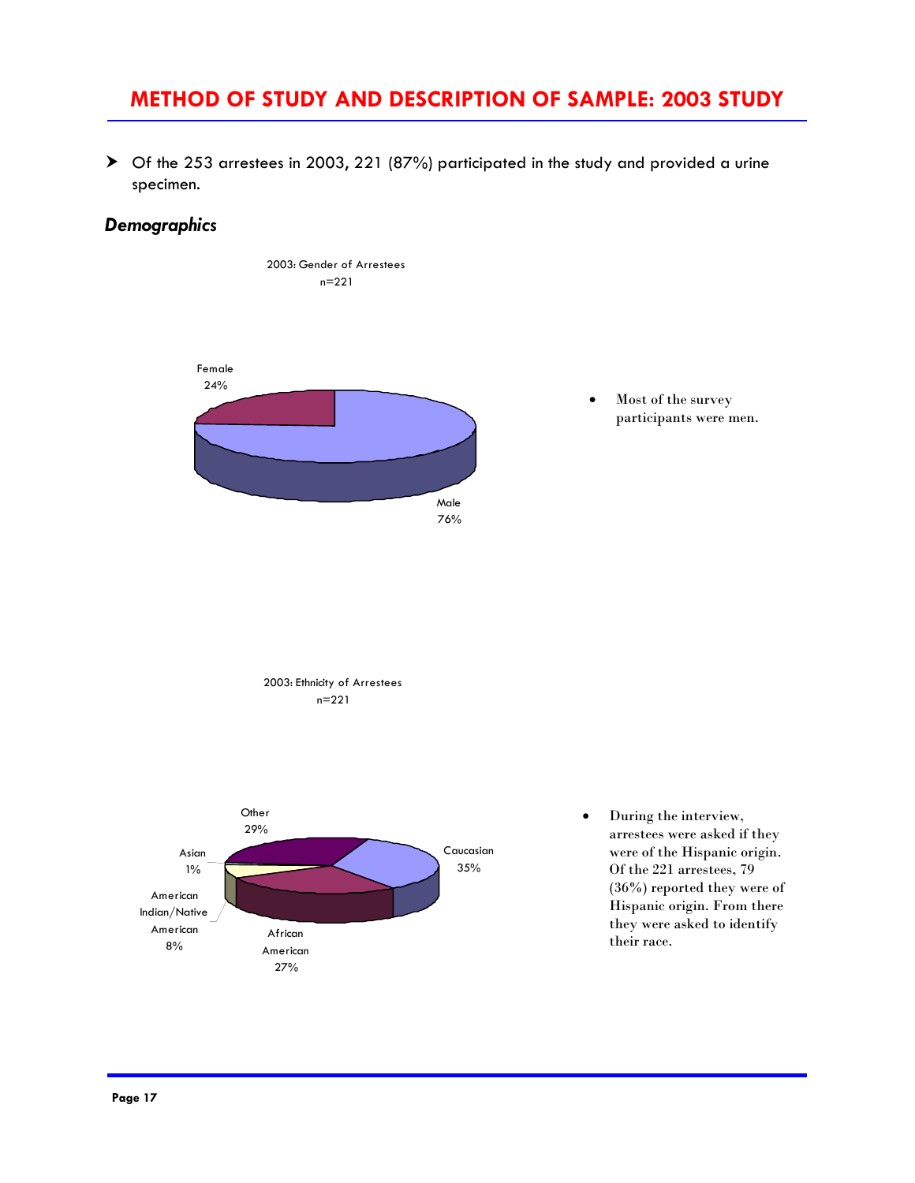# METHOD OF STUDY AND DESCRIPTION OF SAMPLE: 2003 STUDY

- Of the 253 arrestees in 2003, 221 (87%) participated in the study and provided a urine specimen.

## *Demographics*

2003: Gender of Arrestees
n=221

Female 24%

Male 76%

- Most of the survey participants were men.

2003: Ethnicity of Arrestees
n=221

Other 29%

Asian 1%

American Indian/Native American 8%

African American 27%

Caucasian 35%

- During the interview, arrestees were asked if they were of the Hispanic origin. Of the 221 arrestees, 79 (36%) reported they were of Hispanic origin. From there they were asked to identify their race.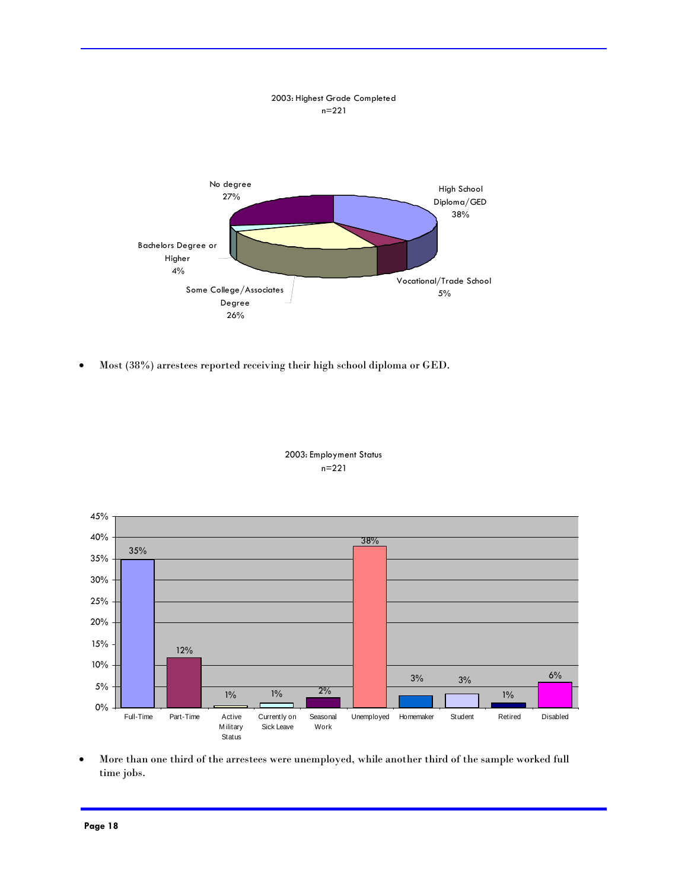2003: Highest Grade Completed
n=221

| Category | Percent |
|---|---|
| High School Diploma/GED | 38% |
| Vocational/Trade School | 5% |
| Some College/Associates Degree | 26% |
| Bachelors Degree or Higher | 4% |
| No degree | 27% |

- Most (38%) arrestees reported receiving their high school diploma or GED.

2003: Employment Status
n=221

| Status | Percent |
|---|---|
| Full-Time | 35% |
| Part-Time | 12% |
| Active Military Status | 1% |
| Currently on Sick Leave | 1% |
| Seasonal Work | 2% |
| Unemployed | 38% |
| Homemaker | 3% |
| Student | 3% |
| Retired | 1% |
| Disabled | 6% |

- More than one third of the arrestees were unemployed, while another third of the sample worked full time jobs.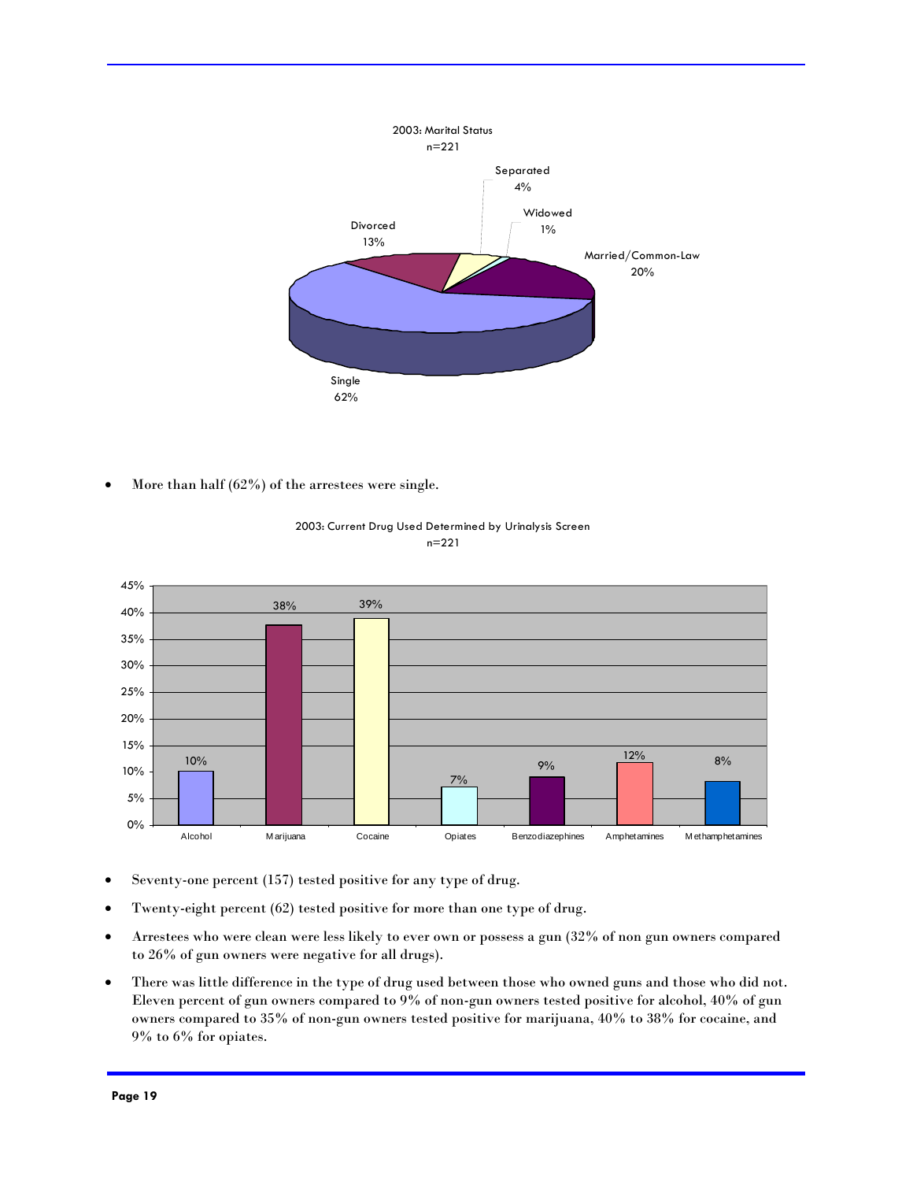2003: Marital Status
n=221

Separated
4%

Widowed
1%

Divorced
13%

Married/Common-Law
20%

Single
62%

- More than half (62%) of the arrestees were single.

2003: Current Drug Used Determined by Urinalysis Screen
n=221

45%
40%
35%
30%
25%
20%
15%
10%
5%
0%

10%
38%
39%
7%
9%
12%
8%

Alcohol
Marijuana
Cocaine
Opiates
Benzodiazephines
Amphetamines
Methamphetamines

- Seventy-one percent (157) tested positive for any type of drug.
- Twenty-eight percent (62) tested positive for more than one type of drug.
- Arrestees who were clean were less likely to ever own or possess a gun (32% of non gun owners compared to 26% of gun owners were negative for all drugs).
- There was little difference in the type of drug used between those who owned guns and those who did not. Eleven percent of gun owners compared to 9% of non-gun owners tested positive for alcohol, 40% of gun owners compared to 35% of non-gun owners tested positive for marijuana, 40% to 38% for cocaine, and 9% to 6% for opiates.